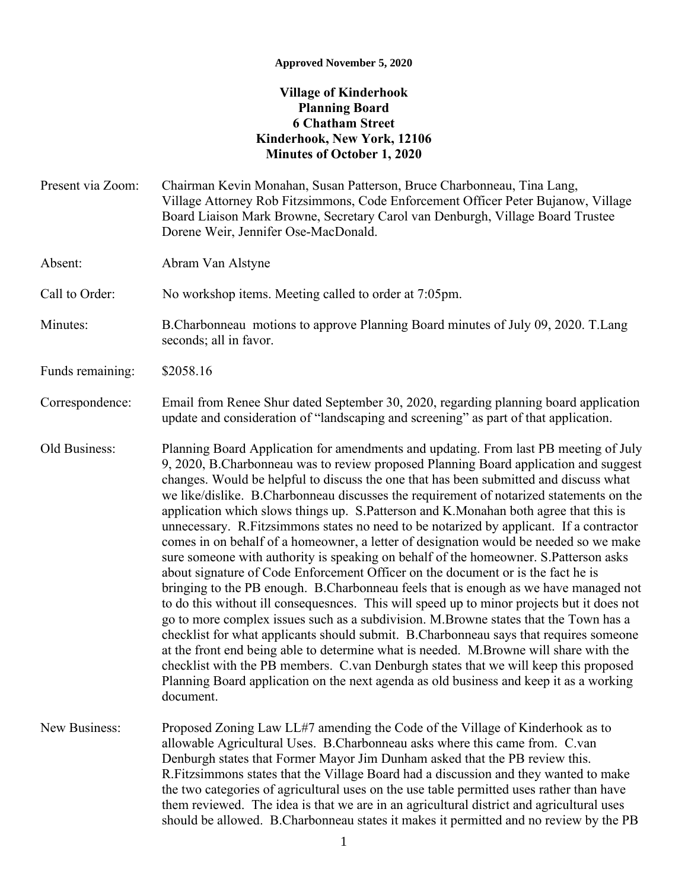**Approved November 5, 2020**

# Village of Kinderhook
## Planning Board
## 6 Chatham Street
## Kinderhook, New York, 12106
## Minutes of October 1, 2020

Present via Zoom: Chairman Kevin Monahan, Susan Patterson, Bruce Charbonneau, Tina Lang, Village Attorney Rob Fitzsimmons, Code Enforcement Officer Peter Bujanow, Village Board Liaison Mark Browne, Secretary Carol van Denburgh, Village Board Trustee Dorene Weir, Jennifer Ose-MacDonald.

Absent: Abram Van Alstyne

Call to Order: No workshop items. Meeting called to order at 7:05pm.

Minutes: B.Charbonneau motions to approve Planning Board minutes of July 09, 2020. T.Lang seconds; all in favor.

Funds remaining: $2058.16

Correspondence: Email from Renee Shur dated September 30, 2020, regarding planning board application update and consideration of "landscaping and screening" as part of that application.

Old Business: Planning Board Application for amendments and updating. From last PB meeting of July 9, 2020, B.Charbonneau was to review proposed Planning Board application and suggest changes. Would be helpful to discuss the one that has been submitted and discuss what we like/dislike. B.Charbonneau discusses the requirement of notarized statements on the application which slows things up. S.Patterson and K.Monahan both agree that this is unnecessary. R.Fitzsimmons states no need to be notarized by applicant. If a contractor comes in on behalf of a homeowner, a letter of designation would be needed so we make sure someone with authority is speaking on behalf of the homeowner. S.Patterson asks about signature of Code Enforcement Officer on the document or is the fact he is bringing to the PB enough. B.Charbonneau feels that is enough as we have managed not to do this without ill consequesnces. This will speed up to minor projects but it does not go to more complex issues such as a subdivision. M.Browne states that the Town has a checklist for what applicants should submit. B.Charbonneau says that requires someone at the front end being able to determine what is needed. M.Browne will share with the checklist with the PB members. C.van Denburgh states that we will keep this proposed Planning Board application on the next agenda as old business and keep it as a working document.

New Business: Proposed Zoning Law LL#7 amending the Code of the Village of Kinderhook as to allowable Agricultural Uses. B.Charbonneau asks where this came from. C.van Denburgh states that Former Mayor Jim Dunham asked that the PB review this. R.Fitzsimmons states that the Village Board had a discussion and they wanted to make the two categories of agricultural uses on the use table permitted uses rather than have them reviewed. The idea is that we are in an agricultural district and agricultural uses should be allowed. B.Charbonneau states it makes it permitted and no review by the PB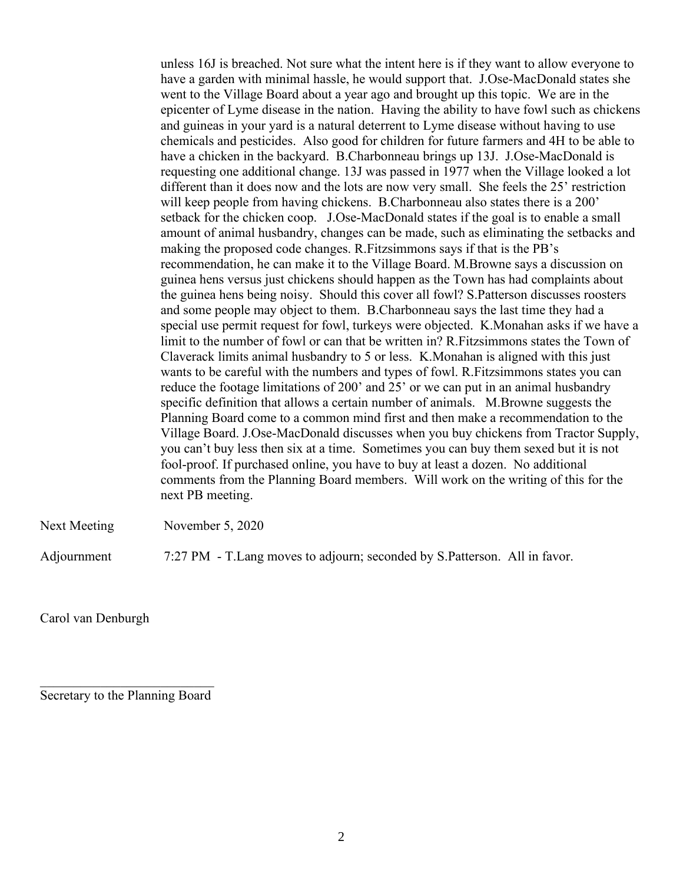unless 16J is breached. Not sure what the intent here is if they want to allow everyone to have a garden with minimal hassle, he would support that. J.Ose-MacDonald states she went to the Village Board about a year ago and brought up this topic. We are in the epicenter of Lyme disease in the nation. Having the ability to have fowl such as chickens and guineas in your yard is a natural deterrent to Lyme disease without having to use chemicals and pesticides. Also good for children for future farmers and 4H to be able to have a chicken in the backyard. B.Charbonneau brings up 13J. J.Ose-MacDonald is requesting one additional change. 13J was passed in 1977 when the Village looked a lot different than it does now and the lots are now very small. She feels the 25' restriction will keep people from having chickens. B.Charbonneau also states there is a 200' setback for the chicken coop. J.Ose-MacDonald states if the goal is to enable a small amount of animal husbandry, changes can be made, such as eliminating the setbacks and making the proposed code changes. R.Fitzsimmons says if that is the PB's recommendation, he can make it to the Village Board. M.Browne says a discussion on guinea hens versus just chickens should happen as the Town has had complaints about the guinea hens being noisy. Should this cover all fowl? S.Patterson discusses roosters and some people may object to them. B.Charbonneau says the last time they had a special use permit request for fowl, turkeys were objected. K.Monahan asks if we have a limit to the number of fowl or can that be written in? R.Fitzsimmons states the Town of Claverack limits animal husbandry to 5 or less. K.Monahan is aligned with this just wants to be careful with the numbers and types of fowl. R.Fitzsimmons states you can reduce the footage limitations of 200' and 25' or we can put in an animal husbandry specific definition that allows a certain number of animals. M.Browne suggests the Planning Board come to a common mind first and then make a recommendation to the Village Board. J.Ose-MacDonald discusses when you buy chickens from Tractor Supply, you can't buy less then six at a time. Sometimes you can buy them sexed but it is not fool-proof. If purchased online, you have to buy at least a dozen. No additional comments from the Planning Board members. Will work on the writing of this for the next PB meeting.

Next Meeting November 5, 2020

Adjournment 7:27 PM - T.Lang moves to adjourn; seconded by S.Patterson. All in favor.

Carol van Denburgh

___________________________
Secretary to the Planning Board